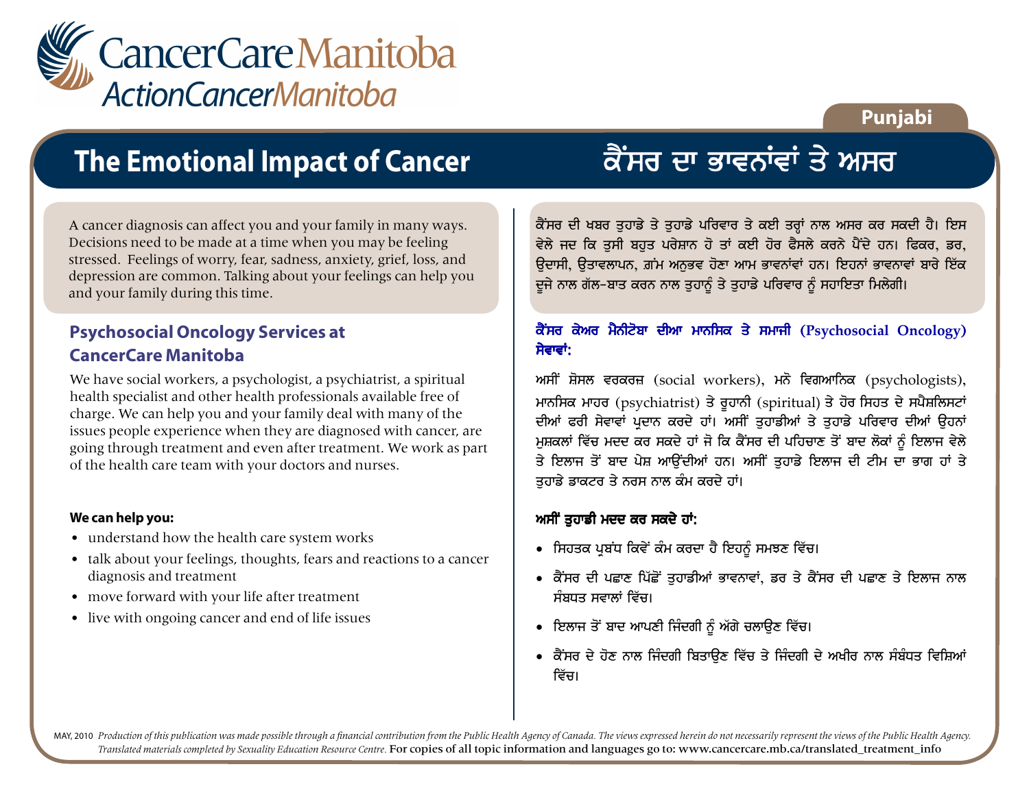CancerCare Manitoba
ActionCancerManitoba

Punjabi

# The Emotional Impact of Cancer

A cancer diagnosis can affect you and your family in many ways. Decisions need to be made at a time when you may be feeling stressed. Feelings of worry, fear, sadness, anxiety, grief, loss, and depression are common. Talking about your feelings can help you and your family during this time.

## Psychosocial Oncology Services at CancerCare Manitoba

We have social workers, a psychologist, a psychiatrist, a spiritual health specialist and other health professionals available free of charge. We can help you and your family deal with many of the issues people experience when they are diagnosed with cancer, are going through treatment and even after treatment. We work as part of the health care team with your doctors and nurses.

**We can help you:**

- understand how the health care system works
- talk about your feelings, thoughts, fears and reactions to a cancer diagnosis and treatment
- move forward with your life after treatment
- live with ongoing cancer and end of life issues

# ਕੈਂਸਰ ਦਾ ਭਾਵਨਾਂਵਾਂ ਤੇ ਅਸਰ

ਕੈਂਸਰ ਦੀ ਖਬਰ ਤੁਹਾਡੇ ਤੇ ਤੁਹਾਡੇ ਪਰਿਵਾਰ ਤੇ ਕਈ ਤਰ੍ਹਾਂ ਨਾਲ ਅਸਰ ਕਰ ਸਕਦੀ ਹੈ। ਇਸ ਵੇਲੇ ਜਦ ਕਿ ਤੁਸੀ ਬਹੁਤ ਪਰੇਸ਼ਾਨ ਹੋ ਤਾਂ ਕਈ ਹੋਰ ਫੈਸਲੇ ਕਰਨੇ ਪੈਂਦੇ ਹਨ। ਫਿਕਰ, ਡਰ, ਉਦਾਸੀ, ਉਤਾਵਲਾਪਨ, ਗ਼ਮ ਅਨੁਭਵ ਹੋਣਾ ਆਮ ਭਾਵਨਾਂਵਾਂ ਹਨ। ਇਹਨਾਂ ਭਾਵਨਾਵਾਂ ਬਾਰੇ ਇੱਕ ਦੂਜੇ ਨਾਲ ਗੱਲ-ਬਾਤ ਕਰਨ ਨਾਲ ਤੁਹਾਨੂੰ ਤੇ ਤੁਹਾਡੇ ਪਰਿਵਾਰ ਨੂੰ ਸਹਾਇਤਾ ਮਿਲੇਗੀ।

## ਕੈਂਸਰ ਕੇਅਰ ਮੈਨੀਟੋਬਾ ਦੀਆ ਮਾਨਸਿਕ ਤੇ ਸਮਾਜੀ (Psychosocial Oncology) ਸੇਵਾਵਾਂ:

ਅਸੀਂ ਸ਼ੋਸਲ ਵਰਕਰਜ਼ (social workers), ਮਨੋ ਵਿਗਆਨਿਕ (psychologists), ਮਾਨਸਿਕ ਮਾਹਰ (psychiatrist) ਤੇ ਰੂਹਾਨੀ (spiritual) ਤੇ ਹੋਰ ਸਿਹਤ ਦੇ ਸਪੈਸ਼ਲਿਸਟਾਂ ਦੀਆਂ ਫਰੀ ਸੇਵਾਵਾਂ ਪ੍ਰਦਾਨ ਕਰਦੇ ਹਾਂ। ਅਸੀਂ ਤੁਹਾਡੀਆਂ ਤੇ ਤੁਹਾਡੇ ਪਰਿਵਾਰ ਦੀਆਂ ਉਹਨਾਂ ਮੁਸ਼ਕਲਾਂ ਵਿੱਚ ਮਦਦ ਕਰ ਸਕਦੇ ਹਾਂ ਜੋ ਕਿ ਕੈਂਸਰ ਦੀ ਪਹਿਚਾਣ ਤੋਂ ਬਾਦ ਲੋਕਾਂ ਨੂੰ ਇਲਾਜ ਵੇਲੇ ਤੇ ਇਲਾਜ ਤੋਂ ਬਾਦ ਪੇਸ਼ ਆਉਂਦੀਆਂ ਹਨ। ਅਸੀਂ ਤੁਹਾਡੇ ਇਲਾਜ ਦੀ ਟੀਮ ਦਾ ਭਾਗ ਹਾਂ ਤੇ ਤੁਹਾਡੇ ਡਾਕਟਰ ਤੇ ਨਰਸ ਨਾਲ ਕੰਮ ਕਰਦੇ ਹਾਂ।

**ਅਸੀਂ ਤੁਹਾਡੀ ਮਦਦ ਕਰ ਸਕਦੇ ਹਾਂ:**

- ਸਿਹਤਕ ਪ੍ਰਬੰਧ ਕਿਵੇਂ ਕੰਮ ਕਰਦਾ ਹੈ ਇਹਨੂੰ ਸਮਝਣ ਵਿੱਚ।
- ਕੈਂਸਰ ਦੀ ਪਛਾਣ ਪਿੱਛੋਂ ਤੁਹਾਡੀਆਂ ਭਾਵਨਾਵਾਂ, ਡਰ ਤੇ ਕੈਂਸਰ ਦੀ ਪਛਾਣ ਤੇ ਇਲਾਜ ਨਾਲ ਸੰਬਧਤ ਸਵਾਲਾਂ ਵਿੱਚ।
- ਇਲਾਜ ਤੋਂ ਬਾਦ ਆਪਣੀ ਜਿੰਦਗੀ ਨੂੰ ਅੱਗੇ ਚਲਾਉਣ ਵਿੱਚ।
- ਕੈਂਸਰ ਦੇ ਹੋਣ ਨਾਲ ਜਿੰਦਗੀ ਬਿਤਾਉਣ ਵਿੱਚ ਤੇ ਜਿੰਦਗੀ ਦੇ ਅਖੀਰ ਨਾਲ ਸੰਬੰਧਤ ਵਿਸ਼ਿਆਂ ਵਿੱਚ।

MAY, 2010 *Production of this publication was made possible through a financial contribution from the Public Health Agency of Canada. The views expressed herein do not necessarily represent the views of the Public Health Agency. Translated materials completed by Sexuality Education Resource Centre.* For copies of all topic information and languages go to: www.cancercare.mb.ca/translated_treatment_info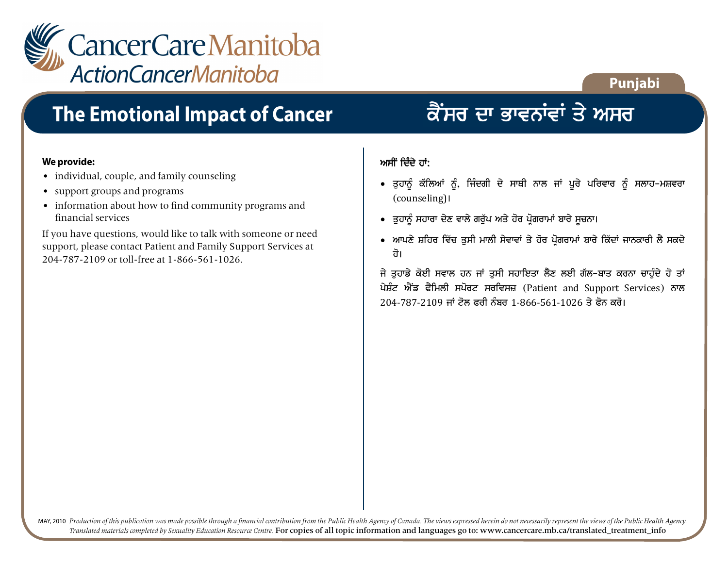CancerCare Manitoba
ActionCancerManitoba

Punjabi

# The Emotional Impact of Cancer

# ਕੈਂਸਰ ਦਾ ਭਾਵਨਾਂਵਾਂ ਤੇ ਅਸਰ

**We provide:**

- individual, couple, and family counseling
- support groups and programs
- information about how to find community programs and financial services

If you have questions, would like to talk with someone or need support, please contact Patient and Family Support Services at 204-787-2109 or toll-free at 1-866-561-1026.

**ਅਸੀਂ ਦਿੰਦੇ ਹਾਂ:**

- ਤੁਹਾਨੂੰ ਕੱਲਿਆਂ ਨੂੰ, ਜਿੰਦਗੀ ਦੇ ਸਾਥੀ ਨਾਲ ਜਾਂ ਪੂਰੇ ਪਰਿਵਾਰ ਨੂੰ ਸਲਾਹ-ਮਸ਼ਵਰਾ (counseling)।
- ਤੁਹਾਨੂੰ ਸਹਾਰਾ ਦੇਣ ਵਾਲੇ ਗਰੁੱਪ ਅਤੇ ਹੋਰ ਪ੍ਰੋਗਰਾਮਾਂ ਬਾਰੇ ਸੂਚਨਾ।
- ਆਪਣੇ ਸ਼ਹਿਰ ਵਿੱਚ ਤੁਸੀ ਮਾਲੀ ਸੇਵਾਵਾਂ ਤੇ ਹੋਰ ਪ੍ਰੋਗਰਾਮਾਂ ਬਾਰੇ ਕਿੱਦਾਂ ਜਾਨਕਾਰੀ ਲੈ ਸਕਦੇ ਹੋ।

ਜੇ ਤੁਹਾਡੇ ਕੋਈ ਸਵਾਲ ਹਨ ਜਾਂ ਤੁਸੀ ਸਹਾਇਤਾ ਲੈਣ ਲਈ ਗੱਲ-ਬਾਤ ਕਰਨਾ ਚਾਹੁੰਦੇ ਹੋ ਤਾਂ ਪੇਸ਼ੰਟ ਐਂਡ ਫੈਮਿਲੀ ਸਪੋਰਟ ਸਰਵਿਸਜ਼ (Patient and Support Services) ਨਾਲ 204-787-2109 ਜਾਂ ਟੋਲ ਫਰੀ ਨੰਬਰ 1-866-561-1026 ਤੇ ਫੋਨ ਕਰੋ।

MAY, 2010 *Production of this publication was made possible through a financial contribution from the Public Health Agency of Canada. The views expressed herein do not necessarily represent the views of the Public Health Agency. Translated materials completed by Sexuality Education Resource Centre.* For copies of all topic information and languages go to: www.cancercare.mb.ca/translated_treatment_info